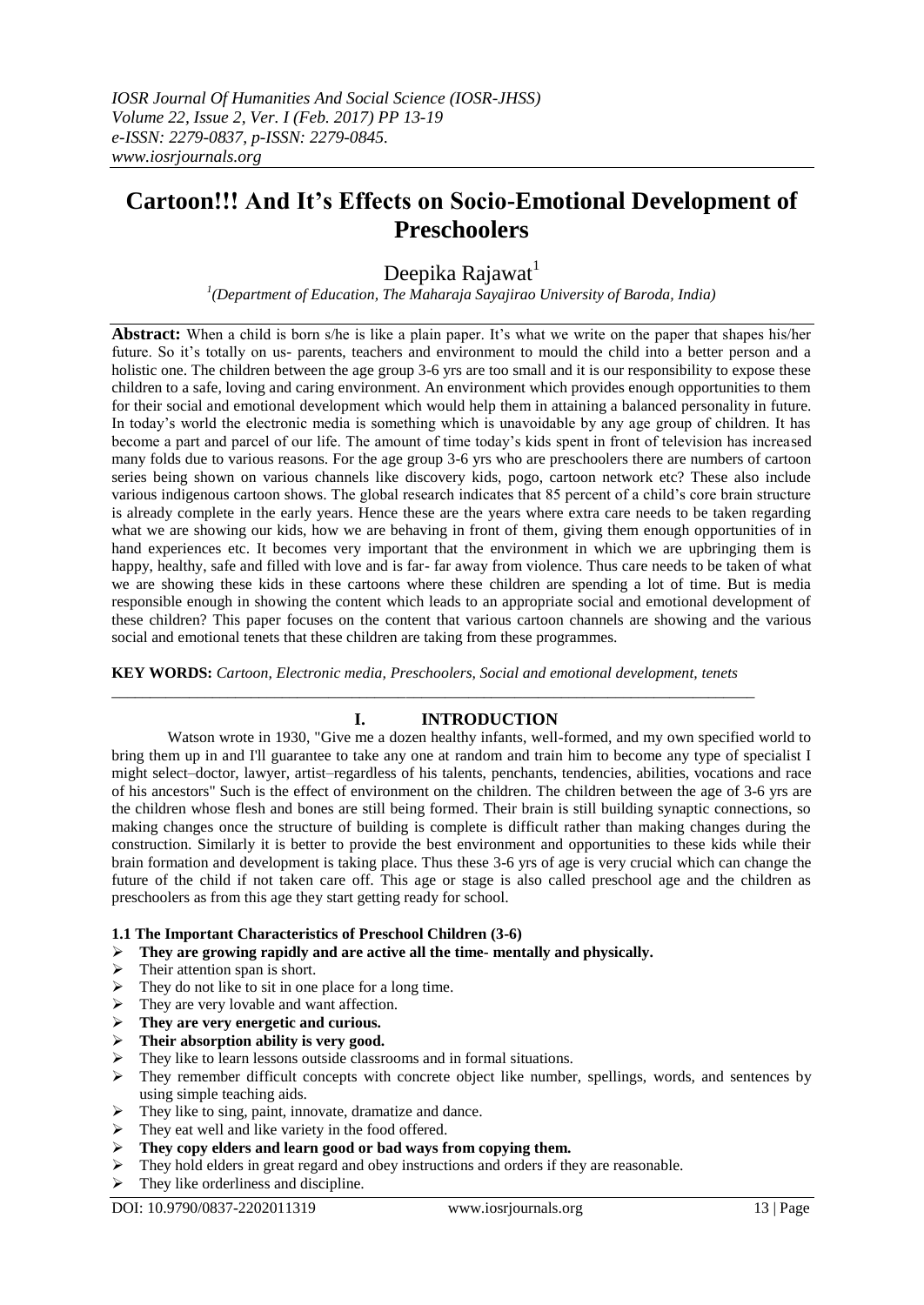# Cartoon!!! And It's Effects on Socio-Emotional Development of Preschoolers

Deepika Rajawat[1]

[1](Department of Education, The Maharaja Sayajirao University of Baroda, India)

**Abstract:** When a child is born s/he is like a plain paper. It's what we write on the paper that shapes his/her future. So it's totally on us- parents, teachers and environment to mould the child into a better person and a holistic one. The children between the age group 3-6 yrs are too small and it is our responsibility to expose these children to a safe, loving and caring environment. An environment which provides enough opportunities to them for their social and emotional development which would help them in attaining a balanced personality in future. In today's world the electronic media is something which is unavoidable by any age group of children. It has become a part and parcel of our life. The amount of time today's kids spent in front of television has increased many folds due to various reasons. For the age group 3-6 yrs who are preschoolers there are numbers of cartoon series being shown on various channels like discovery kids, pogo, cartoon network etc? These also include various indigenous cartoon shows. The global research indicates that 85 percent of a child's core brain structure is already complete in the early years. Hence these are the years where extra care needs to be taken regarding what we are showing our kids, how we are behaving in front of them, giving them enough opportunities of in hand experiences etc. It becomes very important that the environment in which we are upbringing them is happy, healthy, safe and filled with love and is far- far away from violence. Thus care needs to be taken of what we are showing these kids in these cartoons where these children are spending a lot of time. But is media responsible enough in showing the content which leads to an appropriate social and emotional development of these children? This paper focuses on the content that various cartoon channels are showing and the various social and emotional tenets that these children are taking from these programmes.

**KEY WORDS:** *Cartoon, Electronic media, Preschoolers, Social and emotional development, tenets*

## I. INTRODUCTION

Watson wrote in 1930, "Give me a dozen healthy infants, well-formed, and my own specified world to bring them up in and I'll guarantee to take any one at random and train him to become any type of specialist I might select–doctor, lawyer, artist–regardless of his talents, penchants, tendencies, abilities, vocations and race of his ancestors" Such is the effect of environment on the children. The children between the age of 3-6 yrs are the children whose flesh and bones are still being formed. Their brain is still building synaptic connections, so making changes once the structure of building is complete is difficult rather than making changes during the construction. Similarly it is better to provide the best environment and opportunities to these kids while their brain formation and development is taking place. Thus these 3-6 yrs of age is very crucial which can change the future of the child if not taken care off. This age or stage is also called preschool age and the children as preschoolers as from this age they start getting ready for school.

### 1.1 The Important Characteristics of Preschool Children (3-6)

- **They are growing rapidly and are active all the time- mentally and physically.**
- Their attention span is short.
- They do not like to sit in one place for a long time.
- They are very lovable and want affection.
- **They are very energetic and curious.**
- **Their absorption ability is very good.**
- They like to learn lessons outside classrooms and in formal situations.
- They remember difficult concepts with concrete object like number, spellings, words, and sentences by using simple teaching aids.
- They like to sing, paint, innovate, dramatize and dance.
- They eat well and like variety in the food offered.
- **They copy elders and learn good or bad ways from copying them.**
- They hold elders in great regard and obey instructions and orders if they are reasonable.
- They like orderliness and discipline.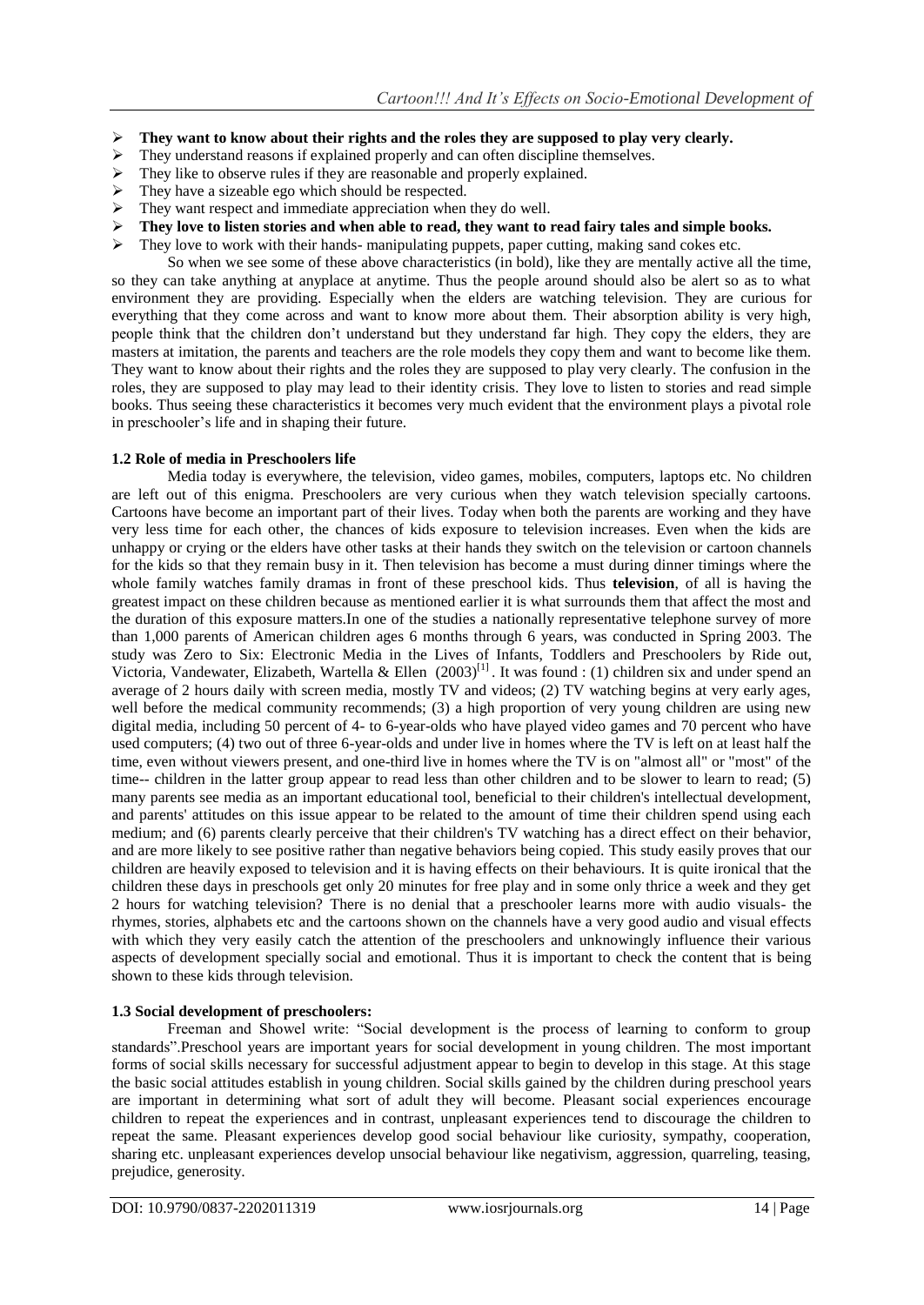- **They want to know about their rights and the roles they are supposed to play very clearly.**
- They understand reasons if explained properly and can often discipline themselves.
- They like to observe rules if they are reasonable and properly explained.
- They have a sizeable ego which should be respected.
- They want respect and immediate appreciation when they do well.
- **They love to listen stories and when able to read, they want to read fairy tales and simple books.**
- They love to work with their hands- manipulating puppets, paper cutting, making sand cokes etc.

So when we see some of these above characteristics (in bold), like they are mentally active all the time, so they can take anything at anyplace at anytime. Thus the people around should also be alert so as to what environment they are providing. Especially when the elders are watching television. They are curious for everything that they come across and want to know more about them. Their absorption ability is very high, people think that the children don't understand but they understand far high. They copy the elders, they are masters at imitation, the parents and teachers are the role models they copy them and want to become like them. They want to know about their rights and the roles they are supposed to play very clearly. The confusion in the roles, they are supposed to play may lead to their identity crisis. They love to listen to stories and read simple books. Thus seeing these characteristics it becomes very much evident that the environment plays a pivotal role in preschooler's life and in shaping their future.

### 1.2 Role of media in Preschoolers life

Media today is everywhere, the television, video games, mobiles, computers, laptops etc. No children are left out of this enigma. Preschoolers are very curious when they watch television specially cartoons. Cartoons have become an important part of their lives. Today when both the parents are working and they have very less time for each other, the chances of kids exposure to television increases. Even when the kids are unhappy or crying or the elders have other tasks at their hands they switch on the television or cartoon channels for the kids so that they remain busy in it. Then television has become a must during dinner timings where the whole family watches family dramas in front of these preschool kids. Thus **television**, of all is having the greatest impact on these children because as mentioned earlier it is what surrounds them that affect the most and the duration of this exposure matters.In one of the studies a nationally representative telephone survey of more than 1,000 parents of American children ages 6 months through 6 years, was conducted in Spring 2003. The study was Zero to Six: Electronic Media in the Lives of Infants, Toddlers and Preschoolers by Ride out, Victoria, Vandewater, Elizabeth, Wartella & Ellen (2003)[1]. It was found : (1) children six and under spend an average of 2 hours daily with screen media, mostly TV and videos; (2) TV watching begins at very early ages, well before the medical community recommends; (3) a high proportion of very young children are using new digital media, including 50 percent of 4- to 6-year-olds who have played video games and 70 percent who have used computers; (4) two out of three 6-year-olds and under live in homes where the TV is left on at least half the time, even without viewers present, and one-third live in homes where the TV is on "almost all" or "most" of the time-- children in the latter group appear to read less than other children and to be slower to learn to read; (5) many parents see media as an important educational tool, beneficial to their children's intellectual development, and parents' attitudes on this issue appear to be related to the amount of time their children spend using each medium; and (6) parents clearly perceive that their children's TV watching has a direct effect on their behavior, and are more likely to see positive rather than negative behaviors being copied. This study easily proves that our children are heavily exposed to television and it is having effects on their behaviours. It is quite ironical that the children these days in preschools get only 20 minutes for free play and in some only thrice a week and they get 2 hours for watching television? There is no denial that a preschooler learns more with audio visuals- the rhymes, stories, alphabets etc and the cartoons shown on the channels have a very good audio and visual effects with which they very easily catch the attention of the preschoolers and unknowingly influence their various aspects of development specially social and emotional. Thus it is important to check the content that is being shown to these kids through television.

### 1.3 Social development of preschoolers:

Freeman and Showel write: "Social development is the process of learning to conform to group standards".Preschool years are important years for social development in young children. The most important forms of social skills necessary for successful adjustment appear to begin to develop in this stage. At this stage the basic social attitudes establish in young children. Social skills gained by the children during preschool years are important in determining what sort of adult they will become. Pleasant social experiences encourage children to repeat the experiences and in contrast, unpleasant experiences tend to discourage the children to repeat the same. Pleasant experiences develop good social behaviour like curiosity, sympathy, cooperation, sharing etc. unpleasant experiences develop unsocial behaviour like negativism, aggression, quarreling, teasing, prejudice, generosity.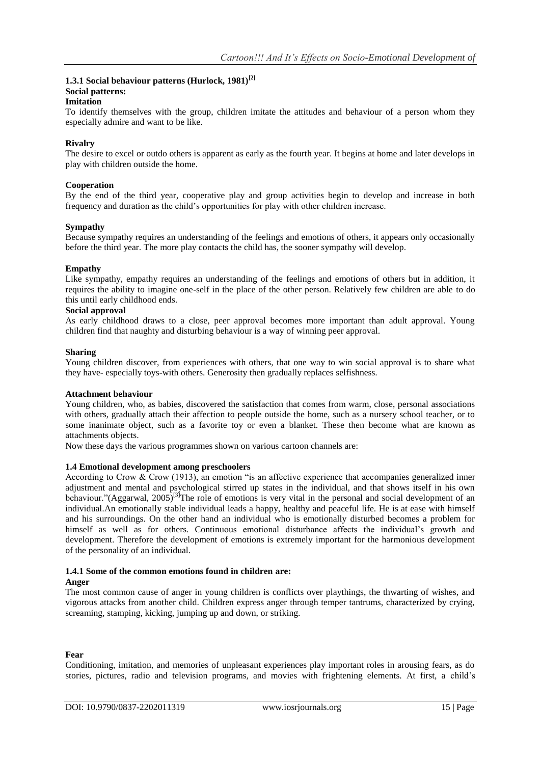### 1.3.1 Social behaviour patterns (Hurlock, 1981)[2]

**Social patterns:**

**Imitation**

To identify themselves with the group, children imitate the attitudes and behaviour of a person whom they especially admire and want to be like.

**Rivalry**

The desire to excel or outdo others is apparent as early as the fourth year. It begins at home and later develops in play with children outside the home.

**Cooperation**

By the end of the third year, cooperative play and group activities begin to develop and increase in both frequency and duration as the child's opportunities for play with other children increase.

**Sympathy**

Because sympathy requires an understanding of the feelings and emotions of others, it appears only occasionally before the third year. The more play contacts the child has, the sooner sympathy will develop.

**Empathy**

Like sympathy, empathy requires an understanding of the feelings and emotions of others but in addition, it requires the ability to imagine one-self in the place of the other person. Relatively few children are able to do this until early childhood ends.

**Social approval**

As early childhood draws to a close, peer approval becomes more important than adult approval. Young children find that naughty and disturbing behaviour is a way of winning peer approval.

**Sharing**

Young children discover, from experiences with others, that one way to win social approval is to share what they have- especially toys-with others. Generosity then gradually replaces selfishness.

**Attachment behaviour**

Young children, who, as babies, discovered the satisfaction that comes from warm, close, personal associations with others, gradually attach their affection to people outside the home, such as a nursery school teacher, or to some inanimate object, such as a favorite toy or even a blanket. These then become what are known as attachments objects.

Now these days the various programmes shown on various cartoon channels are:

### 1.4 Emotional development among preschoolers

According to Crow & Crow (1913), an emotion "is an affective experience that accompanies generalized inner adjustment and mental and psychological stirred up states in the individual, and that shows itself in his own behaviour."(Aggarwal, 2005)[3]The role of emotions is very vital in the personal and social development of an individual.An emotionally stable individual leads a happy, healthy and peaceful life. He is at ease with himself and his surroundings. On the other hand an individual who is emotionally disturbed becomes a problem for himself as well as for others. Continuous emotional disturbance affects the individual's growth and development. Therefore the development of emotions is extremely important for the harmonious development of the personality of an individual.

#### 1.4.1 Some of the common emotions found in children are:

**Anger**

The most common cause of anger in young children is conflicts over playthings, the thwarting of wishes, and vigorous attacks from another child. Children express anger through temper tantrums, characterized by crying, screaming, stamping, kicking, jumping up and down, or striking.

**Fear**

Conditioning, imitation, and memories of unpleasant experiences play important roles in arousing fears, as do stories, pictures, radio and television programs, and movies with frightening elements. At first, a child's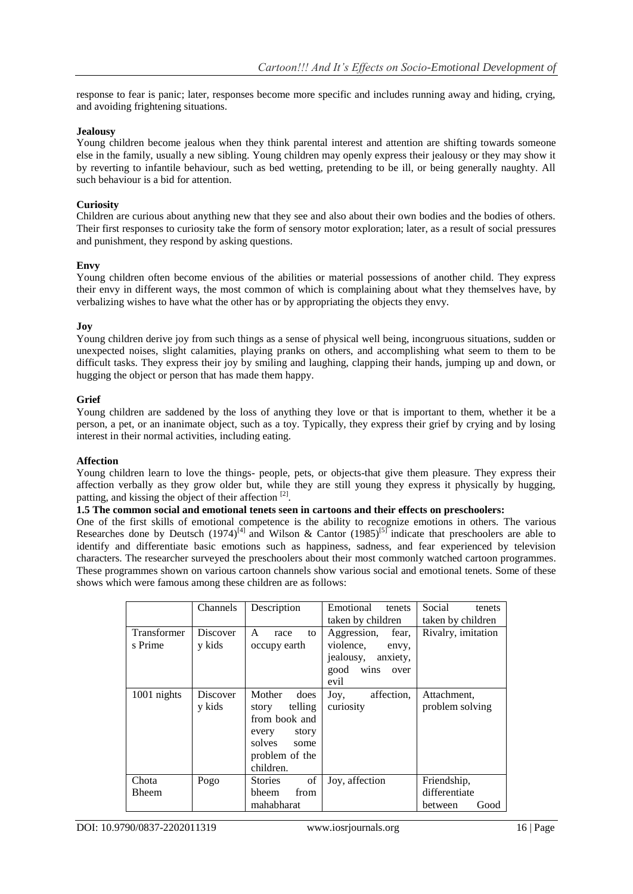response to fear is panic; later, responses become more specific and includes running away and hiding, crying, and avoiding frightening situations.

**Jealousy**

Young children become jealous when they think parental interest and attention are shifting towards someone else in the family, usually a new sibling. Young children may openly express their jealousy or they may show it by reverting to infantile behaviour, such as bed wetting, pretending to be ill, or being generally naughty. All such behaviour is a bid for attention.

**Curiosity**

Children are curious about anything new that they see and also about their own bodies and the bodies of others. Their first responses to curiosity take the form of sensory motor exploration; later, as a result of social pressures and punishment, they respond by asking questions.

**Envy**

Young children often become envious of the abilities or material possessions of another child. They express their envy in different ways, the most common of which is complaining about what they themselves have, by verbalizing wishes to have what the other has or by appropriating the objects they envy.

**Joy**

Young children derive joy from such things as a sense of physical well being, incongruous situations, sudden or unexpected noises, slight calamities, playing pranks on others, and accomplishing what seem to them to be difficult tasks. They express their joy by smiling and laughing, clapping their hands, jumping up and down, or hugging the object or person that has made them happy.

**Grief**

Young children are saddened by the loss of anything they love or that is important to them, whether it be a person, a pet, or an inanimate object, such as a toy. Typically, they express their grief by crying and by losing interest in their normal activities, including eating.

**Affection**

Young children learn to love the things- people, pets, or objects-that give them pleasure. They express their affection verbally as they grow older but, while they are still young they express it physically by hugging, patting, and kissing the object of their affection [2].

**1.5 The common social and emotional tenets seen in cartoons and their effects on preschoolers:**

One of the first skills of emotional competence is the ability to recognize emotions in others. The various Researches done by Deutsch (1974)[4] and Wilson & Cantor (1985)[5] indicate that preschoolers are able to identify and differentiate basic emotions such as happiness, sadness, and fear experienced by television characters. The researcher surveyed the preschoolers about their most commonly watched cartoon programmes. These programmes shown on various cartoon channels show various social and emotional tenets. Some of these shows which were famous among these children are as follows:

| | Channels | Description | Emotional tenets taken by children | Social tenets taken by children |
|---|---|---|---|---|
| Transformers Prime | Discovery kids | A race to occupy earth | Aggression, fear, violence, envy, jealousy, anxiety, good wins over evil | Rivalry, imitation |
| 1001 nights | Discovery kids | Mother does story telling from book and every story solves some problem of the children. | Joy, affection, curiosity | Attachment, problem solving |
| Chota Bheem | Pogo | Stories of bheem from mahabharat | Joy, affection | Friendship, differentiate between Good |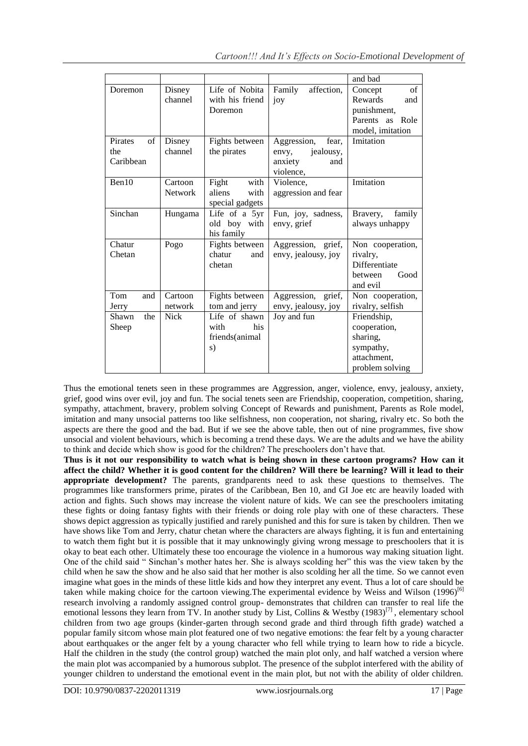| | | | | and bad |
|---|---|---|---|---|
| Doremon | Disney channel | Life of Nobita with his friend Doremon | Family affection, joy | Concept of Rewards and punishment, Parents as Role model, imitation |
| Pirates of the Caribbean | Disney channel | Fights between the pirates | Aggression, fear, envy, jealousy, anxiety and violence, | Imitation |
| Ben10 | Cartoon Network | Fight with aliens with special gadgets | Violence, aggression and fear | Imitation |
| Sinchan | Hungama | Life of a 5yr old boy with his family | Fun, joy, sadness, envy, grief | Bravery, family always unhappy |
| Chatur Chetan | Pogo | Fights between chatur and chetan | Aggression, grief, envy, jealousy, joy | Non cooperation, rivalry, Differentiate between Good and evil |
| Tom and Jerry | Cartoon network | Fights between tom and jerry | Aggression, grief, envy, jealousy, joy | Non cooperation, rivalry, selfish |
| Shawn the Sheep | Nick | Life of shawn with his friends(animals) | Joy and fun | Friendship, cooperation, sharing, sympathy, attachment, problem solving |

Thus the emotional tenets seen in these programmes are Aggression, anger, violence, envy, jealousy, anxiety, grief, good wins over evil, joy and fun. The social tenets seen are Friendship, cooperation, competition, sharing, sympathy, attachment, bravery, problem solving Concept of Rewards and punishment, Parents as Role model, imitation and many unsocial patterns too like selfishness, non cooperation, not sharing, rivalry etc. So both the aspects are there the good and the bad. But if we see the above table, then out of nine programmes, five show unsocial and violent behaviours, which is becoming a trend these days. We are the adults and we have the ability to think and decide which show is good for the children? The preschoolers don't have that.

**Thus is it not our responsibility to watch what is being shown in these cartoon programs? How can it affect the child? Whether it is good content for the children? Will there be learning? Will it lead to their appropriate development?** The parents, grandparents need to ask these questions to themselves. The programmes like transformers prime, pirates of the Caribbean, Ben 10, and GI Joe etc are heavily loaded with action and fights. Such shows may increase the violent nature of kids. We can see the preschoolers imitating these fights or doing fantasy fights with their friends or doing role play with one of these characters. These shows depict aggression as typically justified and rarely punished and this for sure is taken by children. Then we have shows like Tom and Jerry, chatur chetan where the characters are always fighting, it is fun and entertaining to watch them fight but it is possible that it may unknowingly giving wrong message to preschoolers that it is okay to beat each other. Ultimately these too encourage the violence in a humorous way making situation light. One of the child said " Sinchan's mother hates her. She is always scolding her" this was the view taken by the child when he saw the show and he also said that her mother is also scolding her all the time. So we cannot even imagine what goes in the minds of these little kids and how they interpret any event. Thus a lot of care should be taken while making choice for the cartoon viewing.The experimental evidence by Weiss and Wilson (1996)[6] research involving a randomly assigned control group- demonstrates that children can transfer to real life the emotional lessons they learn from TV. In another study by List, Collins & Westby (1983)[7] , elementary school children from two age groups (kinder-garten through second grade and third through fifth grade) watched a popular family sitcom whose main plot featured one of two negative emotions: the fear felt by a young character about earthquakes or the anger felt by a young character who fell while trying to learn how to ride a bicycle. Half the children in the study (the control group) watched the main plot only, and half watched a version where the main plot was accompanied by a humorous subplot. The presence of the subplot interfered with the ability of younger children to understand the emotional event in the main plot, but not with the ability of older children.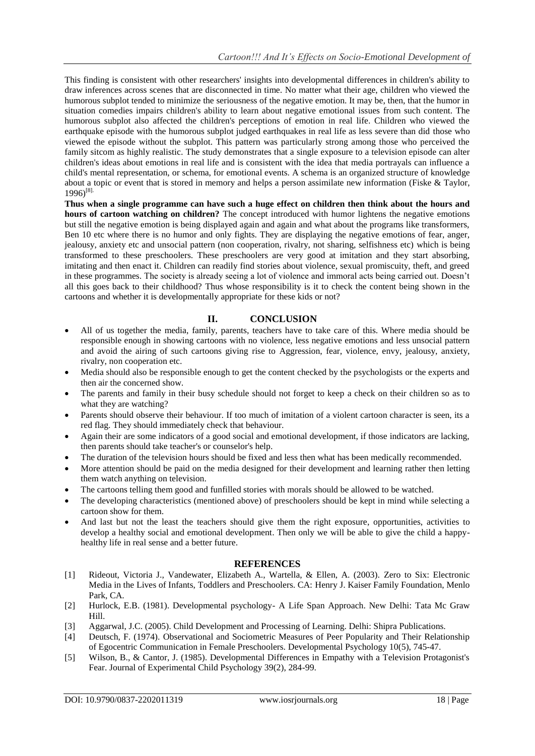This finding is consistent with other researchers' insights into developmental differences in children's ability to draw inferences across scenes that are disconnected in time. No matter what their age, children who viewed the humorous subplot tended to minimize the seriousness of the negative emotion. It may be, then, that the humor in situation comedies impairs children's ability to learn about negative emotional issues from such content. The humorous subplot also affected the children's perceptions of emotion in real life. Children who viewed the earthquake episode with the humorous subplot judged earthquakes in real life as less severe than did those who viewed the episode without the subplot. This pattern was particularly strong among those who perceived the family sitcom as highly realistic. The study demonstrates that a single exposure to a television episode can alter children's ideas about emotions in real life and is consistent with the idea that media portrayals can influence a child's mental representation, or schema, for emotional events. A schema is an organized structure of knowledge about a topic or event that is stored in memory and helps a person assimilate new information (Fiske & Taylor, 1996)[8].

**Thus when a single programme can have such a huge effect on children then think about the hours and hours of cartoon watching on children?** The concept introduced with humor lightens the negative emotions but still the negative emotion is being displayed again and again and what about the programs like transformers, Ben 10 etc where there is no humor and only fights. They are displaying the negative emotions of fear, anger, jealousy, anxiety etc and unsocial pattern (non cooperation, rivalry, not sharing, selfishness etc) which is being transformed to these preschoolers. These preschoolers are very good at imitation and they start absorbing, imitating and then enact it. Children can readily find stories about violence, sexual promiscuity, theft, and greed in these programmes. The society is already seeing a lot of violence and immoral acts being carried out. Doesn't all this goes back to their childhood? Thus whose responsibility is it to check the content being shown in the cartoons and whether it is developmentally appropriate for these kids or not?

## II. CONCLUSION

- All of us together the media, family, parents, teachers have to take care of this. Where media should be responsible enough in showing cartoons with no violence, less negative emotions and less unsocial pattern and avoid the airing of such cartoons giving rise to Aggression, fear, violence, envy, jealousy, anxiety, rivalry, non cooperation etc.
- Media should also be responsible enough to get the content checked by the psychologists or the experts and then air the concerned show.
- The parents and family in their busy schedule should not forget to keep a check on their children so as to what they are watching?
- Parents should observe their behaviour. If too much of imitation of a violent cartoon character is seen, its a red flag. They should immediately check that behaviour.
- Again their are some indicators of a good social and emotional development, if those indicators are lacking, then parents should take teacher's or counselor's help.
- The duration of the television hours should be fixed and less then what has been medically recommended.
- More attention should be paid on the media designed for their development and learning rather then letting them watch anything on television.
- The cartoons telling them good and funfilled stories with morals should be allowed to be watched.
- The developing characteristics (mentioned above) of preschoolers should be kept in mind while selecting a cartoon show for them.
- And last but not the least the teachers should give them the right exposure, opportunities, activities to develop a healthy social and emotional development. Then only we will be able to give the child a happy-healthy life in real sense and a better future.

## REFERENCES

[1] Rideout, Victoria J., Vandewater, Elizabeth A., Wartella, & Ellen, A. (2003). Zero to Six: Electronic Media in the Lives of Infants, Toddlers and Preschoolers. CA: Henry J. Kaiser Family Foundation, Menlo Park, CA.

[2] Hurlock, E.B. (1981). Developmental psychology- A Life Span Approach. New Delhi: Tata Mc Graw Hill.

[3] Aggarwal, J.C. (2005). Child Development and Processing of Learning. Delhi: Shipra Publications.

[4] Deutsch, F. (1974). Observational and Sociometric Measures of Peer Popularity and Their Relationship of Egocentric Communication in Female Preschoolers. Developmental Psychology 10(5), 745-47.

[5] Wilson, B., & Cantor, J. (1985). Developmental Differences in Empathy with a Television Protagonist's Fear. Journal of Experimental Child Psychology 39(2), 284-99.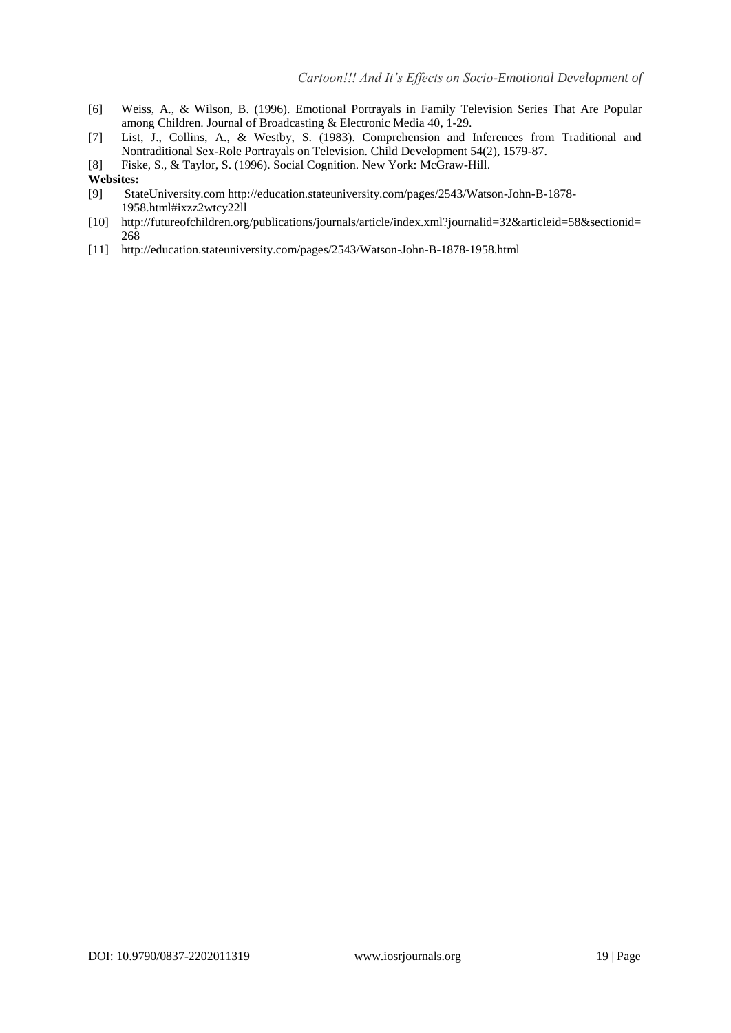[6] Weiss, A., & Wilson, B. (1996). Emotional Portrayals in Family Television Series That Are Popular among Children. Journal of Broadcasting & Electronic Media 40, 1-29.

[7] List, J., Collins, A., & Westby, S. (1983). Comprehension and Inferences from Traditional and Nontraditional Sex-Role Portrayals on Television. Child Development 54(2), 1579-87.

[8] Fiske, S., & Taylor, S. (1996). Social Cognition. New York: McGraw-Hill.

**Websites:**

[9] StateUniversity.com http://education.stateuniversity.com/pages/2543/Watson-John-B-1878-1958.html#ixzz2wtcy22ll

[10] http://futureofchildren.org/publications/journals/article/index.xml?journalid=32&articleid=58&sectionid=268

[11] http://education.stateuniversity.com/pages/2543/Watson-John-B-1878-1958.html